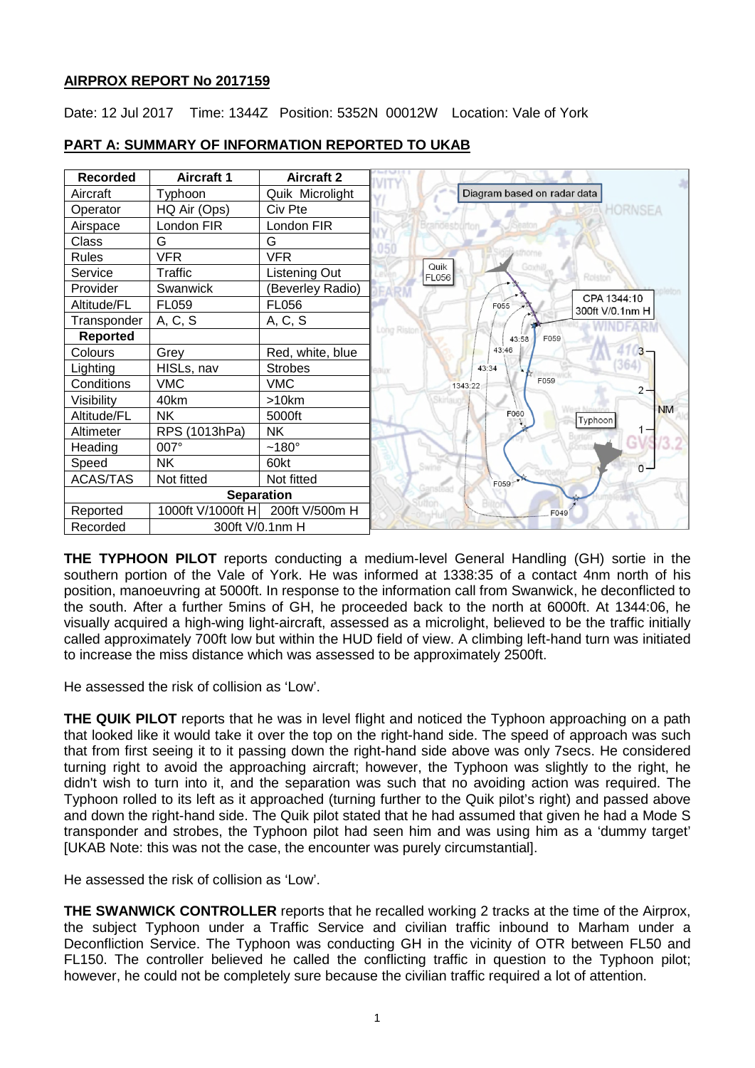**AIRPROX REPORT No 2017159**

Date: 12 Jul 2017 Time: 1344Z Position: 5352N 00012W Location: Vale of York

**PART A: SUMMARY OF INFORMATION REPORTED TO UKAB**

| Recorded | Aircraft 1 | Aircraft 2 |
|---|---|---|
| Aircraft | Typhoon | Quik Microlight |
| Operator | HQ Air (Ops) | Civ Pte |
| Airspace | London FIR | London FIR |
| Class | G | G |
| Rules | VFR | VFR |
| Service | Traffic | Listening Out |
| Provider | Swanwick | (Beverley Radio) |
| Altitude/FL | FL059 | FL056 |
| Transponder | A, C, S | A, C, S |
| **Reported** | | |
| Colours | Grey | Red, white, blue |
| Lighting | HISLs, nav | Strobes |
| Conditions | VMC | VMC |
| Visibility | 40km | >10km |
| Altitude/FL | NK | 5000ft |
| Altimeter | RPS (1013hPa) | NK |
| Heading | 007° | ~180° |
| Speed | NK | 60kt |
| ACAS/TAS | Not fitted | Not fitted |
| **Separation** | | |
| Reported | 1000ft V/1000ft H | 200ft V/500m H |
| Recorded | 300ft V/0.1nm H | |

Diagram based on radar data

**THE TYPHOON PILOT** reports conducting a medium-level General Handling (GH) sortie in the southern portion of the Vale of York. He was informed at 1338:35 of a contact 4nm north of his position, manoeuvring at 5000ft. In response to the information call from Swanwick, he deconflicted to the south. After a further 5mins of GH, he proceeded back to the north at 6000ft. At 1344:06, he visually acquired a high-wing light-aircraft, assessed as a microlight, believed to be the traffic initially called approximately 700ft low but within the HUD field of view. A climbing left-hand turn was initiated to increase the miss distance which was assessed to be approximately 2500ft.

He assessed the risk of collision as 'Low'.

**THE QUIK PILOT** reports that he was in level flight and noticed the Typhoon approaching on a path that looked like it would take it over the top on the right-hand side. The speed of approach was such that from first seeing it to it passing down the right-hand side above was only 7secs. He considered turning right to avoid the approaching aircraft; however, the Typhoon was slightly to the right, he didn't wish to turn into it, and the separation was such that no avoiding action was required. The Typhoon rolled to its left as it approached (turning further to the Quik pilot's right) and passed above and down the right-hand side. The Quik pilot stated that he had assumed that given he had a Mode S transponder and strobes, the Typhoon pilot had seen him and was using him as a 'dummy target' [UKAB Note: this was not the case, the encounter was purely circumstantial].

He assessed the risk of collision as 'Low'.

**THE SWANWICK CONTROLLER** reports that he recalled working 2 tracks at the time of the Airprox, the subject Typhoon under a Traffic Service and civilian traffic inbound to Marham under a Deconfliction Service. The Typhoon was conducting GH in the vicinity of OTR between FL50 and FL150. The controller believed he called the conflicting traffic in question to the Typhoon pilot; however, he could not be completely sure because the civilian traffic required a lot of attention.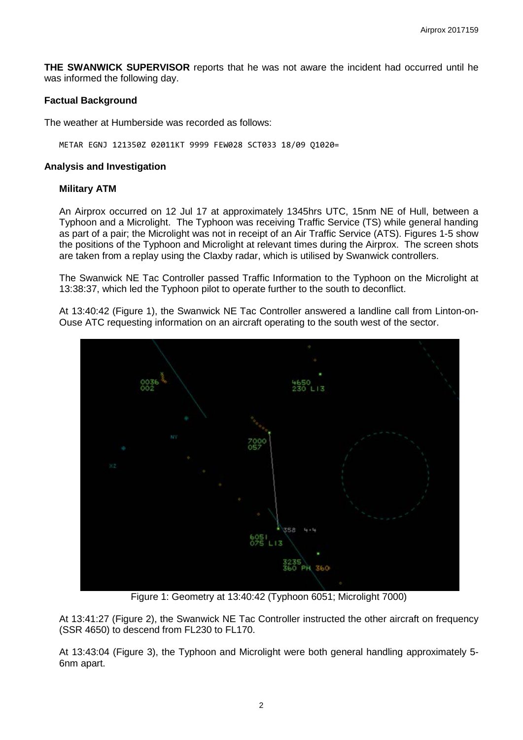**THE SWANWICK SUPERVISOR** reports that he was not aware the incident had occurred until he was informed the following day.

### Factual Background

The weather at Humberside was recorded as follows:

```
METAR EGNJ 121350Z 02011KT 9999 FEW028 SCT033 18/09 Q1020=
```

### Analysis and Investigation

#### Military ATM

An Airprox occurred on 12 Jul 17 at approximately 1345hrs UTC, 15nm NE of Hull, between a Typhoon and a Microlight. The Typhoon was receiving Traffic Service (TS) while general handing as part of a pair; the Microlight was not in receipt of an Air Traffic Service (ATS). Figures 1-5 show the positions of the Typhoon and Microlight at relevant times during the Airprox. The screen shots are taken from a replay using the Claxby radar, which is utilised by Swanwick controllers.

The Swanwick NE Tac Controller passed Traffic Information to the Typhoon on the Microlight at 13:38:37, which led the Typhoon pilot to operate further to the south to deconflict.

At 13:40:42 (Figure 1), the Swanwick NE Tac Controller answered a landline call from Linton-on-Ouse ATC requesting information on an aircraft operating to the south west of the sector.

Figure 1: Geometry at 13:40:42 (Typhoon 6051; Microlight 7000)

At 13:41:27 (Figure 2), the Swanwick NE Tac Controller instructed the other aircraft on frequency (SSR 4650) to descend from FL230 to FL170.

At 13:43:04 (Figure 3), the Typhoon and Microlight were both general handling approximately 5-6nm apart.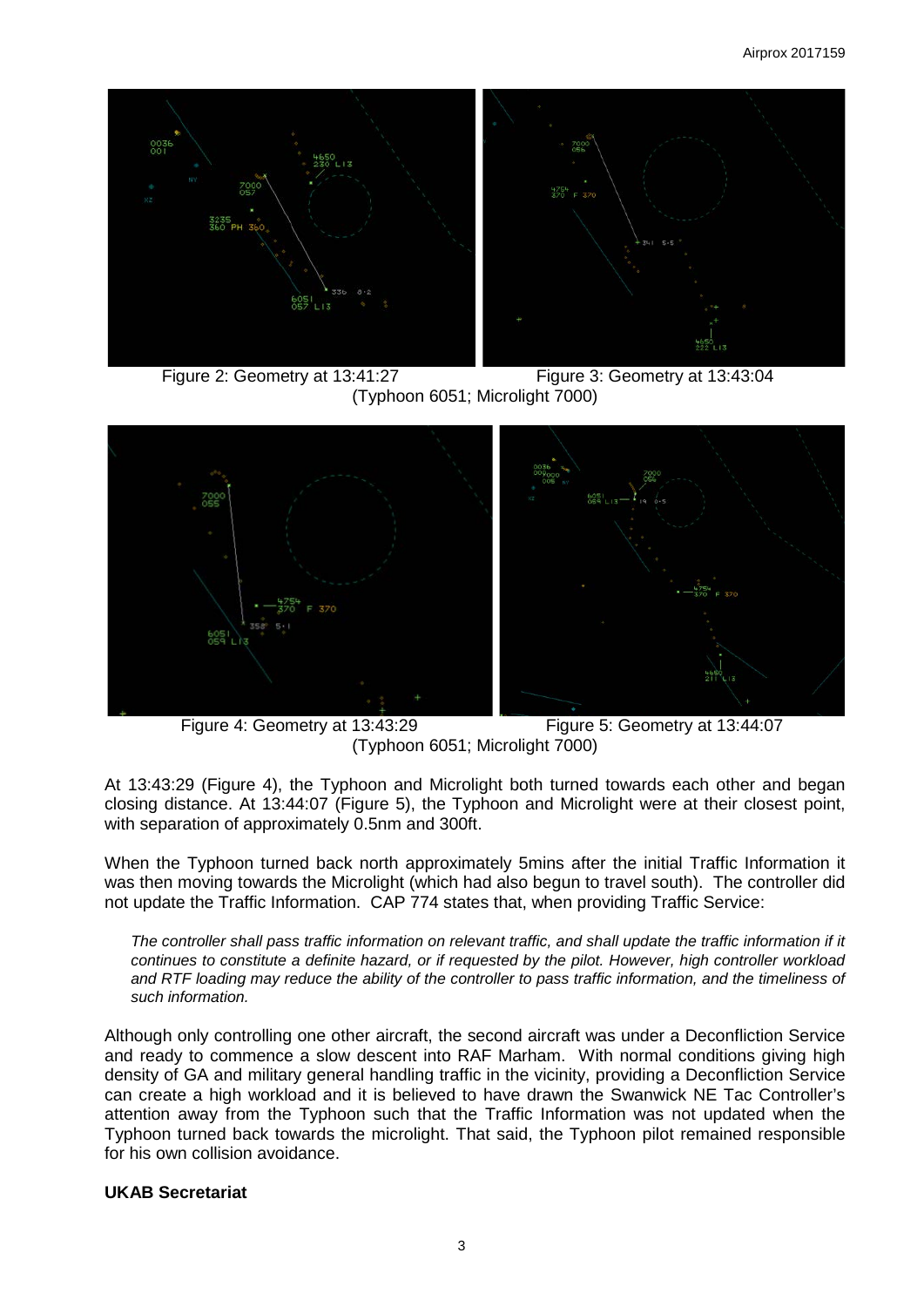Figure 2: Geometry at 13:41:27 Figure 3: Geometry at 13:43:04
(Typhoon 6051; Microlight 7000)

Figure 4: Geometry at 13:43:29 Figure 5: Geometry at 13:44:07
(Typhoon 6051; Microlight 7000)

At 13:43:29 (Figure 4), the Typhoon and Microlight both turned towards each other and began closing distance. At 13:44:07 (Figure 5), the Typhoon and Microlight were at their closest point, with separation of approximately 0.5nm and 300ft.

When the Typhoon turned back north approximately 5mins after the initial Traffic Information it was then moving towards the Microlight (which had also begun to travel south). The controller did not update the Traffic Information. CAP 774 states that, when providing Traffic Service:

> *The controller shall pass traffic information on relevant traffic, and shall update the traffic information if it continues to constitute a definite hazard, or if requested by the pilot. However, high controller workload and RTF loading may reduce the ability of the controller to pass traffic information, and the timeliness of such information.*

Although only controlling one other aircraft, the second aircraft was under a Deconfliction Service and ready to commence a slow descent into RAF Marham. With normal conditions giving high density of GA and military general handling traffic in the vicinity, providing a Deconfliction Service can create a high workload and it is believed to have drawn the Swanwick NE Tac Controller's attention away from the Typhoon such that the Traffic Information was not updated when the Typhoon turned back towards the microlight. That said, the Typhoon pilot remained responsible for his own collision avoidance.

### UKAB Secretariat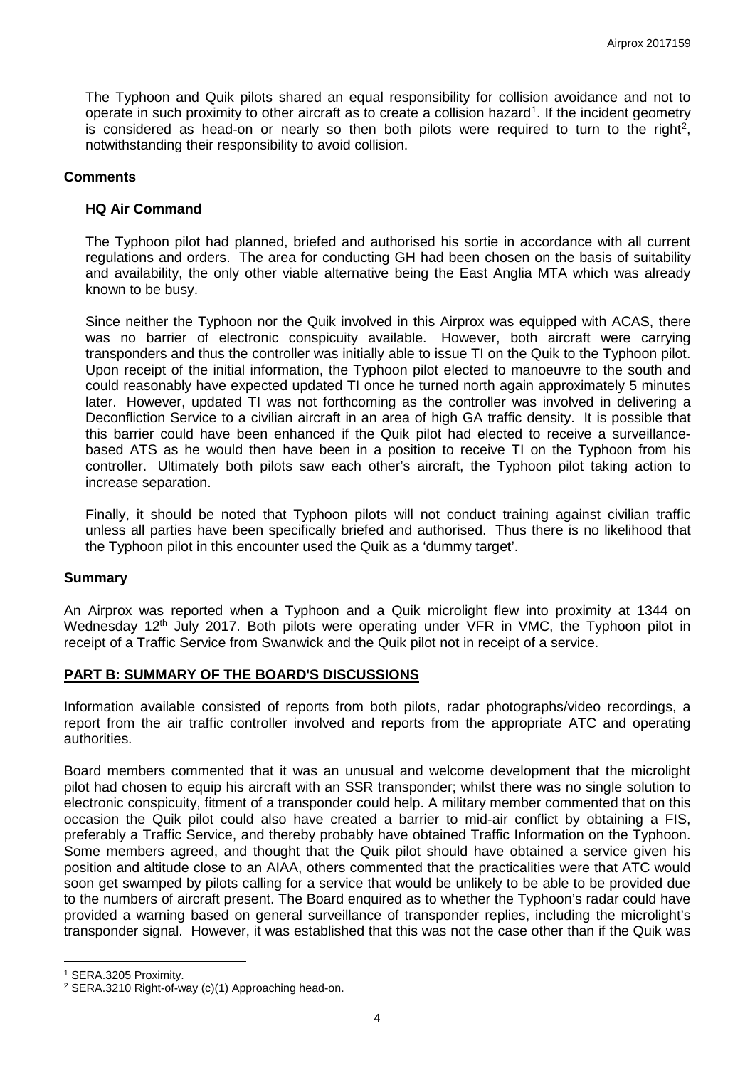The Typhoon and Quik pilots shared an equal responsibility for collision avoidance and not to operate in such proximity to other aircraft as to create a collision hazard[1]. If the incident geometry is considered as head-on or nearly so then both pilots were required to turn to the right[2], notwithstanding their responsibility to avoid collision.

## Comments

### HQ Air Command

The Typhoon pilot had planned, briefed and authorised his sortie in accordance with all current regulations and orders. The area for conducting GH had been chosen on the basis of suitability and availability, the only other viable alternative being the East Anglia MTA which was already known to be busy.

Since neither the Typhoon nor the Quik involved in this Airprox was equipped with ACAS, there was no barrier of electronic conspicuity available. However, both aircraft were carrying transponders and thus the controller was initially able to issue TI on the Quik to the Typhoon pilot. Upon receipt of the initial information, the Typhoon pilot elected to manoeuvre to the south and could reasonably have expected updated TI once he turned north again approximately 5 minutes later. However, updated TI was not forthcoming as the controller was involved in delivering a Deconfliction Service to a civilian aircraft in an area of high GA traffic density. It is possible that this barrier could have been enhanced if the Quik pilot had elected to receive a surveillance-based ATS as he would then have been in a position to receive TI on the Typhoon from his controller. Ultimately both pilots saw each other's aircraft, the Typhoon pilot taking action to increase separation.

Finally, it should be noted that Typhoon pilots will not conduct training against civilian traffic unless all parties have been specifically briefed and authorised. Thus there is no likelihood that the Typhoon pilot in this encounter used the Quik as a 'dummy target'.

## Summary

An Airprox was reported when a Typhoon and a Quik microlight flew into proximity at 1344 on Wednesday 12th July 2017. Both pilots were operating under VFR in VMC, the Typhoon pilot in receipt of a Traffic Service from Swanwick and the Quik pilot not in receipt of a service.

## PART B: SUMMARY OF THE BOARD'S DISCUSSIONS

Information available consisted of reports from both pilots, radar photographs/video recordings, a report from the air traffic controller involved and reports from the appropriate ATC and operating authorities.

Board members commented that it was an unusual and welcome development that the microlight pilot had chosen to equip his aircraft with an SSR transponder; whilst there was no single solution to electronic conspicuity, fitment of a transponder could help. A military member commented that on this occasion the Quik pilot could also have created a barrier to mid-air conflict by obtaining a FIS, preferably a Traffic Service, and thereby probably have obtained Traffic Information on the Typhoon. Some members agreed, and thought that the Quik pilot should have obtained a service given his position and altitude close to an AIAA, others commented that the practicalities were that ATC would soon get swamped by pilots calling for a service that would be unlikely to be able to be provided due to the numbers of aircraft present. The Board enquired as to whether the Typhoon's radar could have provided a warning based on general surveillance of transponder replies, including the microlight's transponder signal. However, it was established that this was not the case other than if the Quik was

---

[1] SERA.3205 Proximity.

[2] SERA.3210 Right-of-way (c)(1) Approaching head-on.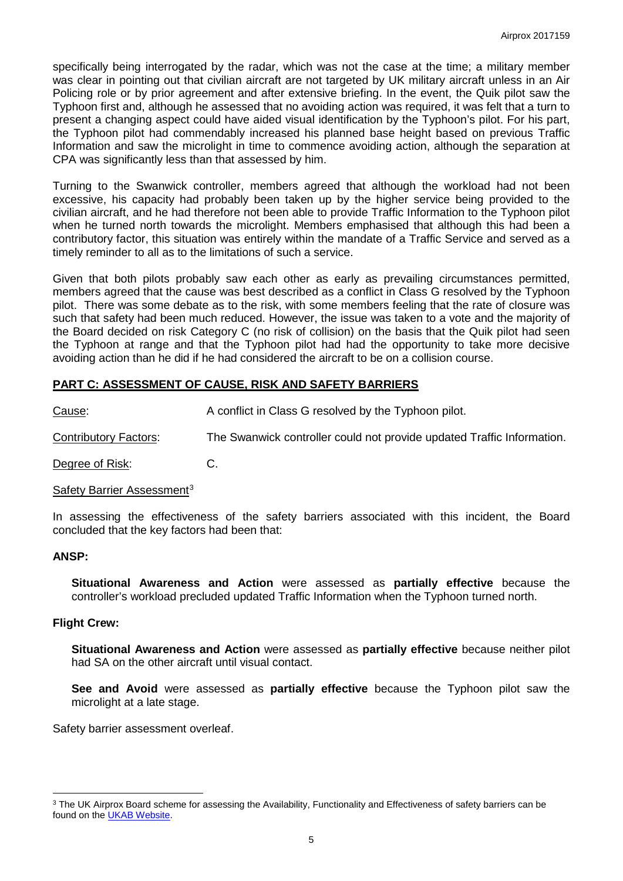specifically being interrogated by the radar, which was not the case at the time; a military member was clear in pointing out that civilian aircraft are not targeted by UK military aircraft unless in an Air Policing role or by prior agreement and after extensive briefing. In the event, the Quik pilot saw the Typhoon first and, although he assessed that no avoiding action was required, it was felt that a turn to present a changing aspect could have aided visual identification by the Typhoon's pilot. For his part, the Typhoon pilot had commendably increased his planned base height based on previous Traffic Information and saw the microlight in time to commence avoiding action, although the separation at CPA was significantly less than that assessed by him.

Turning to the Swanwick controller, members agreed that although the workload had not been excessive, his capacity had probably been taken up by the higher service being provided to the civilian aircraft, and he had therefore not been able to provide Traffic Information to the Typhoon pilot when he turned north towards the microlight. Members emphasised that although this had been a contributory factor, this situation was entirely within the mandate of a Traffic Service and served as a timely reminder to all as to the limitations of such a service.

Given that both pilots probably saw each other as early as prevailing circumstances permitted, members agreed that the cause was best described as a conflict in Class G resolved by the Typhoon pilot. There was some debate as to the risk, with some members feeling that the rate of closure was such that safety had been much reduced. However, the issue was taken to a vote and the majority of the Board decided on risk Category C (no risk of collision) on the basis that the Quik pilot had seen the Typhoon at range and that the Typhoon pilot had had the opportunity to take more decisive avoiding action than he did if he had considered the aircraft to be on a collision course.

## PART C: ASSESSMENT OF CAUSE, RISK AND SAFETY BARRIERS

Cause: A conflict in Class G resolved by the Typhoon pilot.

Contributory Factors: The Swanwick controller could not provide updated Traffic Information.

Degree of Risk: C.

Safety Barrier Assessment[3]

In assessing the effectiveness of the safety barriers associated with this incident, the Board concluded that the key factors had been that:

**ANSP:**

**Situational Awareness and Action** were assessed as **partially effective** because the controller's workload precluded updated Traffic Information when the Typhoon turned north.

**Flight Crew:**

**Situational Awareness and Action** were assessed as **partially effective** because neither pilot had SA on the other aircraft until visual contact.

**See and Avoid** were assessed as **partially effective** because the Typhoon pilot saw the microlight at a late stage.

Safety barrier assessment overleaf.

[3] The UK Airprox Board scheme for assessing the Availability, Functionality and Effectiveness of safety barriers can be found on the UKAB Website.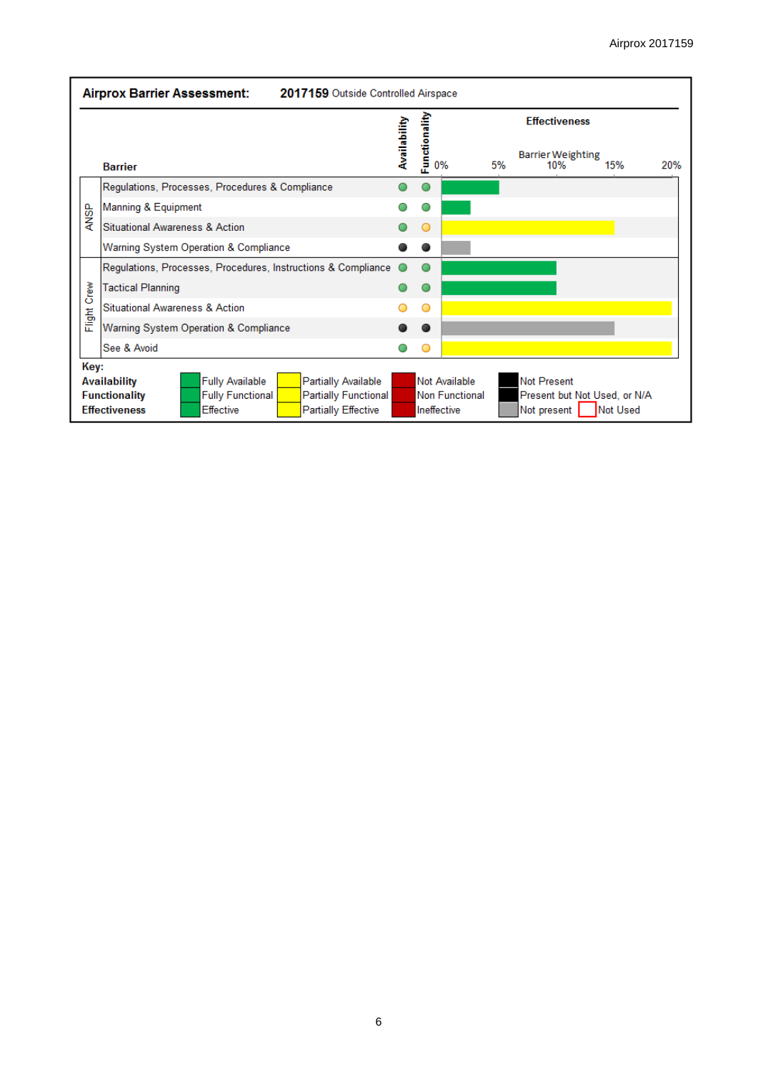**Airprox Barrier Assessment:** **2017159** Outside Controlled Airspace

Barrier

Availability

Functionality

Effectiveness

Barrier Weighting

0%

5%

10%

15%

20%

ANSP

Regulations, Processes, Procedures & Compliance

Manning & Equipment

Situational Awareness & Action

Warning System Operation & Compliance

Flight Crew

Regulations, Processes, Procedures, Instructions & Compliance

Tactical Planning

Situational Awareness & Action

Warning System Operation & Compliance

See & Avoid

**Key:**

**Availability** — Fully Available; Partially Available; Not Available; Not Present

**Functionality** — Fully Functional; Partially Functional; Non Functional; Present but Not Used, or N/A

**Effectiveness** — Effective; Partially Effective; Ineffective; Not present; Not Used